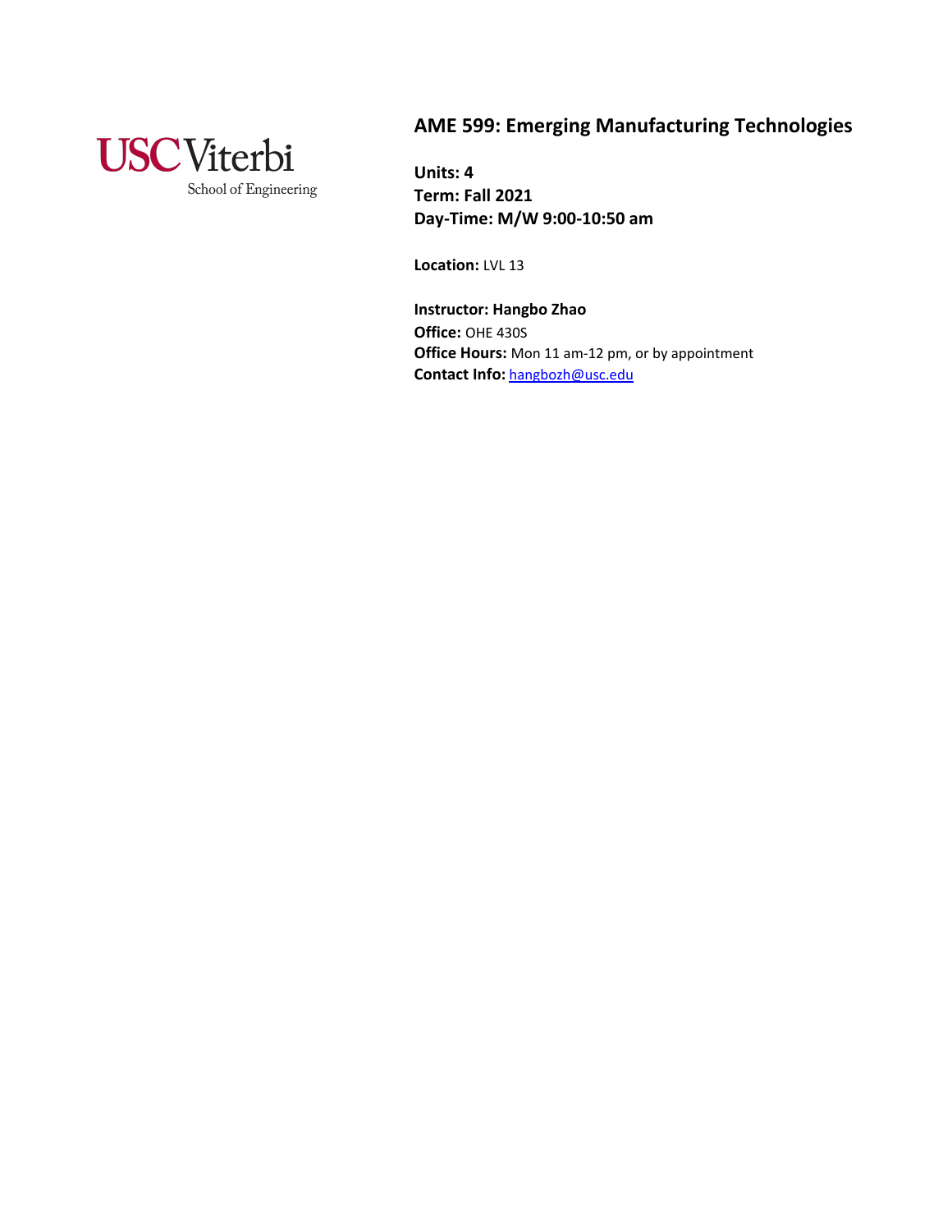USC Viterbi
School of Engineering

# AME 599: Emerging Manufacturing Technologies

**Units: 4**
**Term: Fall 2021**
**Day-Time: M/W 9:00-10:50 am**

**Location:** LVL 13

**Instructor: Hangbo Zhao**
**Office:** OHE 430S
**Office Hours:** Mon 11 am-12 pm, or by appointment
**Contact Info:** hangbozh@usc.edu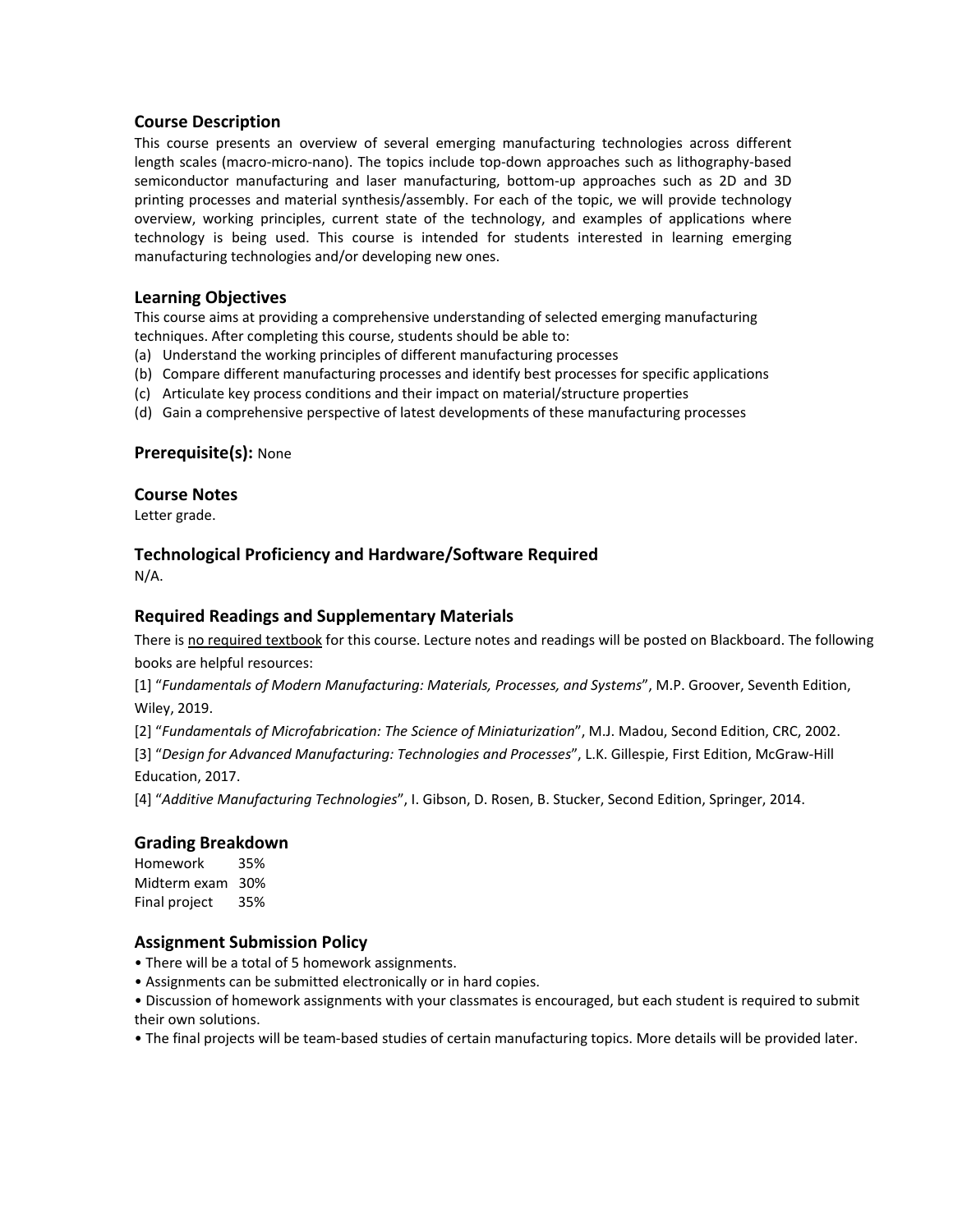## Course Description

This course presents an overview of several emerging manufacturing technologies across different length scales (macro-micro-nano). The topics include top-down approaches such as lithography-based semiconductor manufacturing and laser manufacturing, bottom-up approaches such as 2D and 3D printing processes and material synthesis/assembly. For each of the topic, we will provide technology overview, working principles, current state of the technology, and examples of applications where technology is being used. This course is intended for students interested in learning emerging manufacturing technologies and/or developing new ones.

## Learning Objectives

This course aims at providing a comprehensive understanding of selected emerging manufacturing techniques. After completing this course, students should be able to:

(a) Understand the working principles of different manufacturing processes
(b) Compare different manufacturing processes and identify best processes for specific applications
(c) Articulate key process conditions and their impact on material/structure properties
(d) Gain a comprehensive perspective of latest developments of these manufacturing processes

## Prerequisite(s): None

## Course Notes

Letter grade.

## Technological Proficiency and Hardware/Software Required

N/A.

## Required Readings and Supplementary Materials

There is <u>no required textbook</u> for this course. Lecture notes and readings will be posted on Blackboard. The following books are helpful resources:

[1] "*Fundamentals of Modern Manufacturing: Materials, Processes, and Systems*", M.P. Groover, Seventh Edition, Wiley, 2019.

[2] "*Fundamentals of Microfabrication: The Science of Miniaturization*", M.J. Madou, Second Edition, CRC, 2002.

[3] "*Design for Advanced Manufacturing: Technologies and Processes*", L.K. Gillespie, First Edition, McGraw-Hill Education, 2017.

[4] "*Additive Manufacturing Technologies*", I. Gibson, D. Rosen, B. Stucker, Second Edition, Springer, 2014.

## Grading Breakdown

| | |
|---|---|
| Homework | 35% |
| Midterm exam | 30% |
| Final project | 35% |

## Assignment Submission Policy

- There will be a total of 5 homework assignments.
- Assignments can be submitted electronically or in hard copies.
- Discussion of homework assignments with your classmates is encouraged, but each student is required to submit their own solutions.
- The final projects will be team-based studies of certain manufacturing topics. More details will be provided later.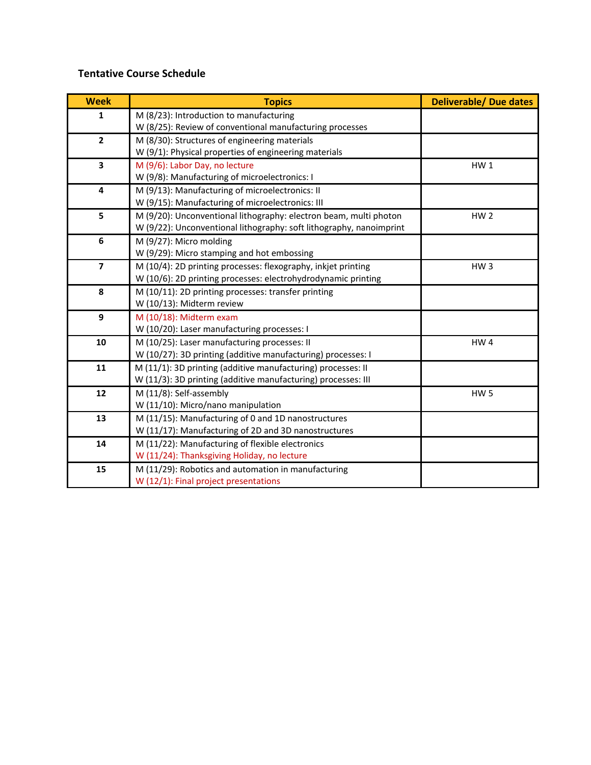**Tentative Course Schedule**

| Week | Topics | Deliverable/ Due dates |
|---|---|---|
| 1 | M (8/23): Introduction to manufacturing<br>W (8/25): Review of conventional manufacturing processes | |
| 2 | M (8/30): Structures of engineering materials<br>W (9/1): Physical properties of engineering materials | |
| 3 | M (9/6): Labor Day, no lecture<br>W (9/8): Manufacturing of microelectronics: I | HW 1 |
| 4 | M (9/13): Manufacturing of microelectronics: II<br>W (9/15): Manufacturing of microelectronics: III | |
| 5 | M (9/20): Unconventional lithography: electron beam, multi photon<br>W (9/22): Unconventional lithography: soft lithography, nanoimprint | HW 2 |
| 6 | M (9/27): Micro molding<br>W (9/29): Micro stamping and hot embossing | |
| 7 | M (10/4): 2D printing processes: flexography, inkjet printing<br>W (10/6): 2D printing processes: electrohydrodynamic printing | HW 3 |
| 8 | M (10/11): 2D printing processes: transfer printing<br>W (10/13): Midterm review | |
| 9 | M (10/18): Midterm exam<br>W (10/20): Laser manufacturing processes: I | |
| 10 | M (10/25): Laser manufacturing processes: II<br>W (10/27): 3D printing (additive manufacturing) processes: I | HW 4 |
| 11 | M (11/1): 3D printing (additive manufacturing) processes: II<br>W (11/3): 3D printing (additive manufacturing) processes: III | |
| 12 | M (11/8): Self-assembly<br>W (11/10): Micro/nano manipulation | HW 5 |
| 13 | M (11/15): Manufacturing of 0 and 1D nanostructures<br>W (11/17): Manufacturing of 2D and 3D nanostructures | |
| 14 | M (11/22): Manufacturing of flexible electronics<br>W (11/24): Thanksgiving Holiday, no lecture | |
| 15 | M (11/29): Robotics and automation in manufacturing<br>W (12/1): Final project presentations | |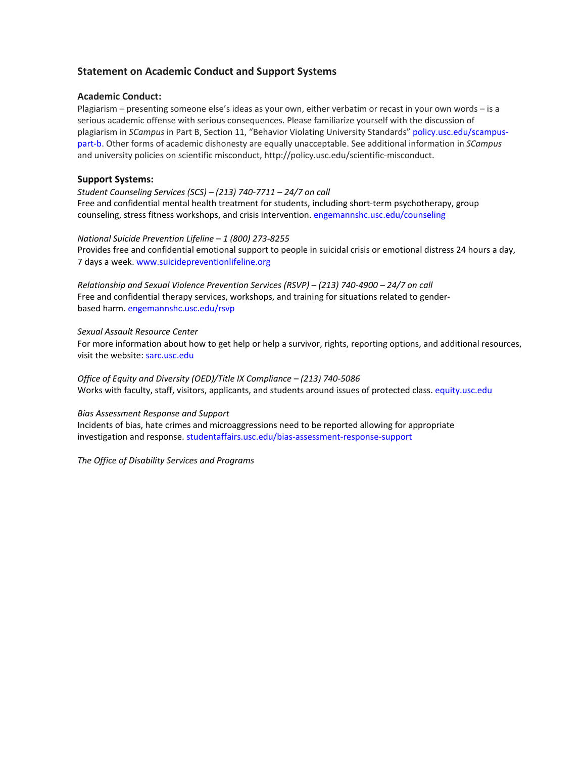## Statement on Academic Conduct and Support Systems

### Academic Conduct:

Plagiarism – presenting someone else's ideas as your own, either verbatim or recast in your own words – is a serious academic offense with serious consequences. Please familiarize yourself with the discussion of plagiarism in *SCampus* in Part B, Section 11, "Behavior Violating University Standards" policy.usc.edu/scampus-part-b. Other forms of academic dishonesty are equally unacceptable. See additional information in *SCampus* and university policies on scientific misconduct, http://policy.usc.edu/scientific-misconduct.

### Support Systems:

*Student Counseling Services (SCS) – (213) 740-7711 – 24/7 on call*
Free and confidential mental health treatment for students, including short-term psychotherapy, group counseling, stress fitness workshops, and crisis intervention. engemannshc.usc.edu/counseling

*National Suicide Prevention Lifeline – 1 (800) 273-8255*
Provides free and confidential emotional support to people in suicidal crisis or emotional distress 24 hours a day, 7 days a week. www.suicidepreventionlifeline.org

*Relationship and Sexual Violence Prevention Services (RSVP) – (213) 740-4900 – 24/7 on call*
Free and confidential therapy services, workshops, and training for situations related to gender-based harm. engemannshc.usc.edu/rsvp

*Sexual Assault Resource Center*
For more information about how to get help or help a survivor, rights, reporting options, and additional resources, visit the website: sarc.usc.edu

*Office of Equity and Diversity (OED)/Title IX Compliance – (213) 740-5086*
Works with faculty, staff, visitors, applicants, and students around issues of protected class. equity.usc.edu

*Bias Assessment Response and Support*
Incidents of bias, hate crimes and microaggressions need to be reported allowing for appropriate investigation and response. studentaffairs.usc.edu/bias-assessment-response-support

*The Office of Disability Services and Programs*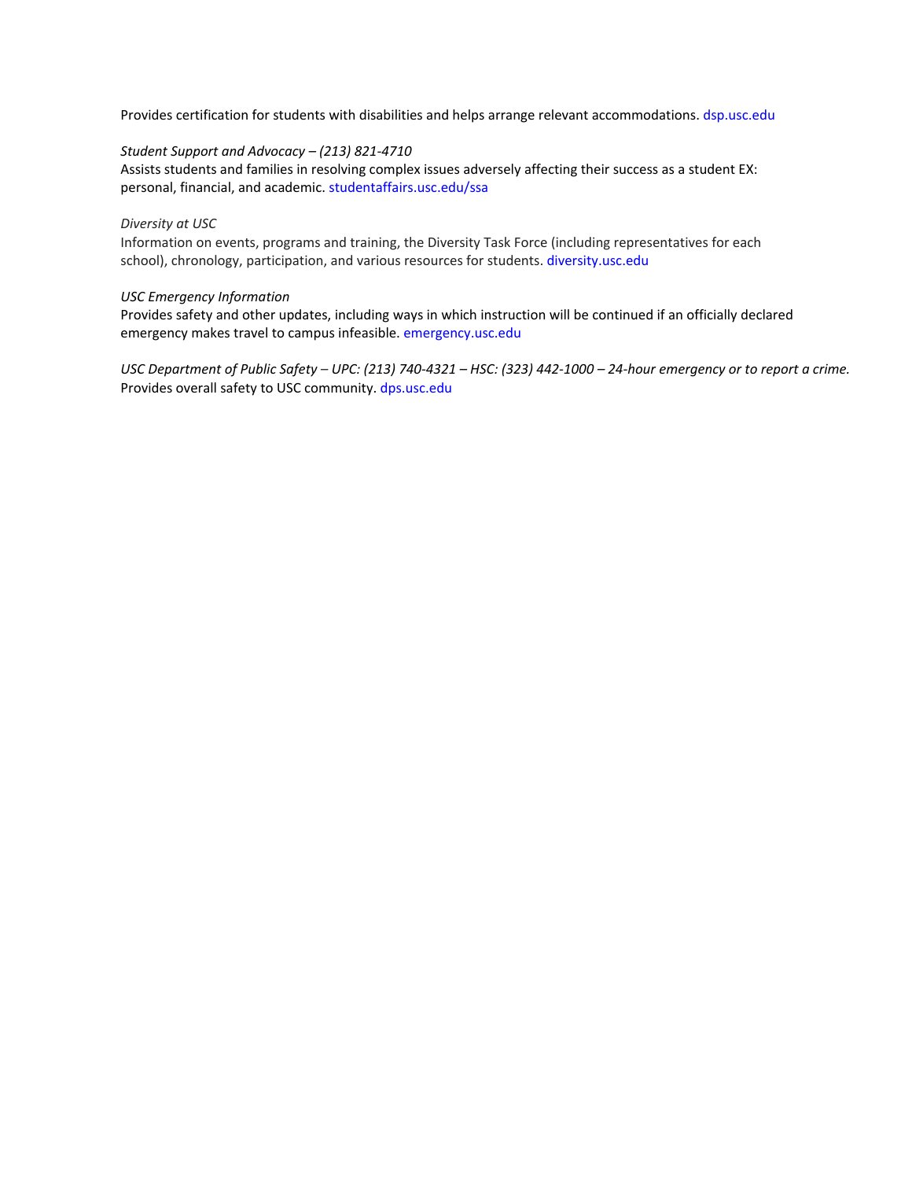Provides certification for students with disabilities and helps arrange relevant accommodations. dsp.usc.edu

*Student Support and Advocacy – (213) 821-4710*
Assists students and families in resolving complex issues adversely affecting their success as a student EX: personal, financial, and academic. studentaffairs.usc.edu/ssa

*Diversity at USC*
Information on events, programs and training, the Diversity Task Force (including representatives for each school), chronology, participation, and various resources for students. diversity.usc.edu

*USC Emergency Information*
Provides safety and other updates, including ways in which instruction will be continued if an officially declared emergency makes travel to campus infeasible. emergency.usc.edu

*USC Department of Public Safety – UPC: (213) 740-4321 – HSC: (323) 442-1000 – 24-hour emergency or to report a crime.*
Provides overall safety to USC community. dps.usc.edu